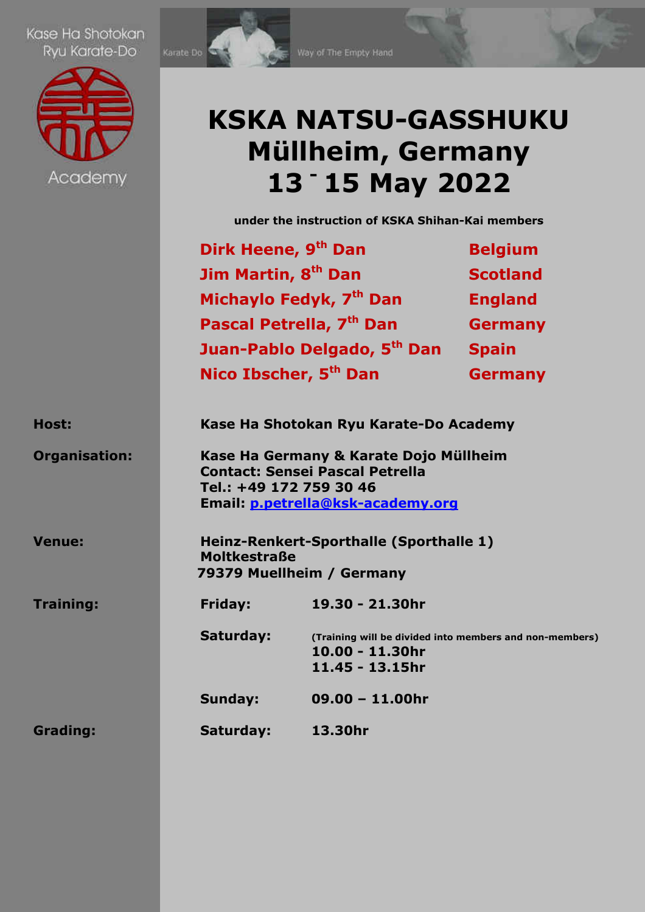Kase Ha Shotokan Ryu Karate-Do

Academy

Karate Do

Way of The Empty Hand

# KSKA NATSU-GASSHUKU
# Müllheim, Germany
# 13 - 15 May 2022

**under the instruction of KSKA Shihan-Kai members**

| | |
|---|---|
| **Dirk Heene, 9th Dan** | **Belgium** |
| **Jim Martin, 8th Dan** | **Scotland** |
| **Michaylo Fedyk, 7th Dan** | **England** |
| **Pascal Petrella, 7th Dan** | **Germany** |
| **Juan-Pablo Delgado, 5th Dan** | **Spain** |
| **Nico Ibscher, 5th Dan** | **Germany** |

**Host:** **Kase Ha Shotokan Ryu Karate-Do Academy**

**Organisation:** **Kase Ha Germany & Karate Dojo Müllheim**
**Contact: Sensei Pascal Petrella**
**Tel.: +49 172 759 30 46**
**Email: p.petrella@ksk-academy.org**

**Venue:** **Heinz-Renkert-Sporthalle (Sporthalle 1)**
**Moltkestraße**
**79379 Muellheim / Germany**

**Training:**

**Friday:** **19.30 - 21.30hr**

**Saturday:** **(Training will be divided into members and non-members)**
**10.00 - 11.30hr**
**11.45 - 13.15hr**

**Sunday:** **09.00 – 11.00hr**

**Grading:** **Saturday:** **13.30hr**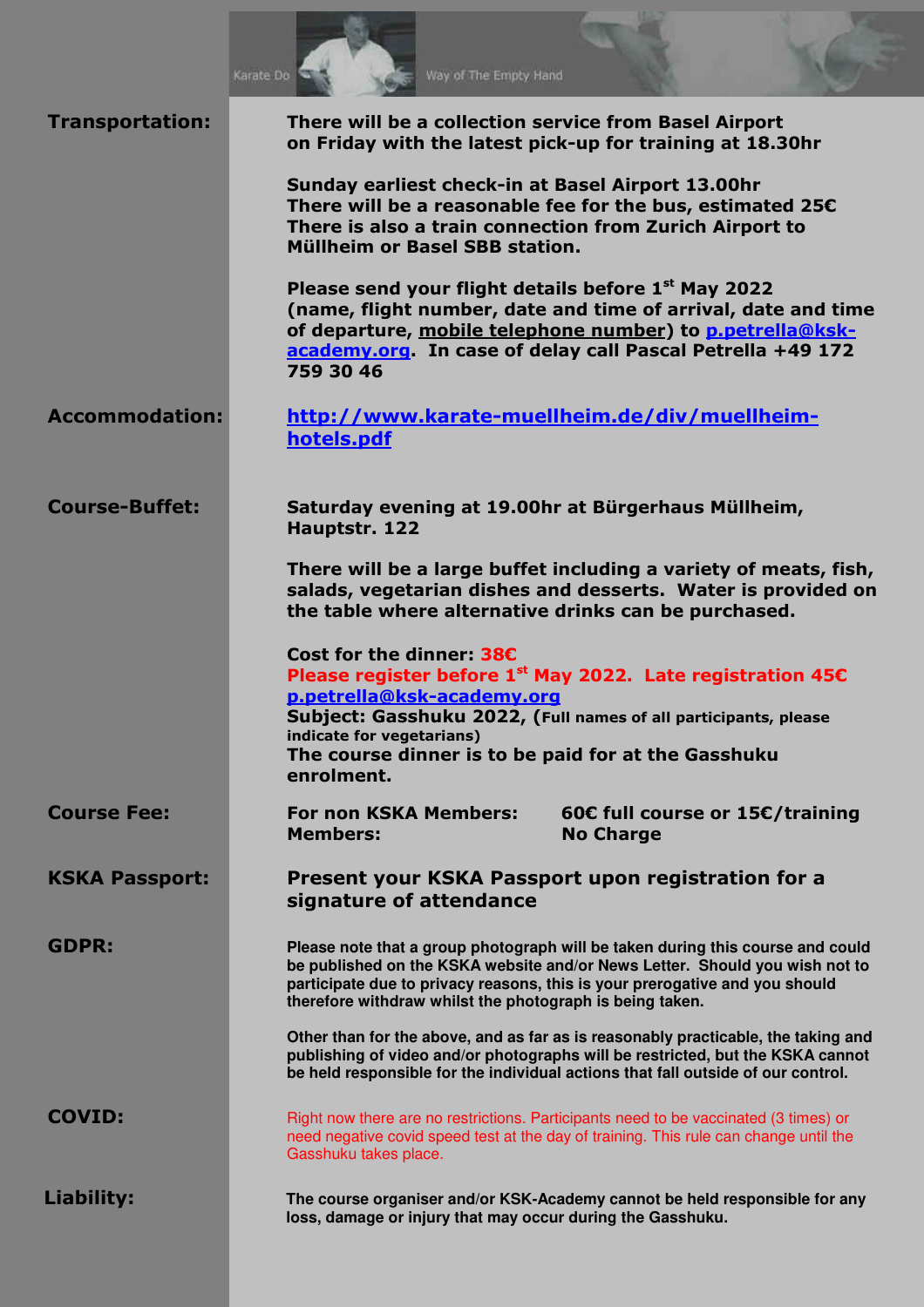Karate Do · Way of The Empty Hand

**Transportation:**

**There will be a collection service from Basel Airport on Friday with the latest pick-up for training at 18.30hr**

**Sunday earliest check-in at Basel Airport 13.00hr**
**There will be a reasonable fee for the bus, estimated 25€**
**There is also a train connection from Zurich Airport to Müllheim or Basel SBB station.**

**Please send your flight details before 1st May 2022 (name, flight number, date and time of arrival, date and time of departure, mobile telephone number) to p.petrella@ksk-academy.org. In case of delay call Pascal Petrella +49 172 759 30 46**

**Accommodation:**

**http://www.karate-muellheim.de/div/muellheim-hotels.pdf**

**Course-Buffet:**

**Saturday evening at 19.00hr at Bürgerhaus Müllheim, Hauptstr. 122**

**There will be a large buffet including a variety of meats, fish, salads, vegetarian dishes and desserts. Water is provided on the table where alternative drinks can be purchased.**

**Cost for the dinner: 38€**
**Please register before 1st May 2022. Late registration 45€**
**p.petrella@ksk-academy.org**
**Subject: Gasshuku 2022, (Full names of all participants, please indicate for vegetarians)**
**The course dinner is to be paid for at the Gasshuku enrolment.**

**Course Fee:**

| | |
|---|---|
| **For non KSKA Members:** | **60€ full course or 15€/training** |
| **Members:** | **No Charge** |

**KSKA Passport:**

**Present your KSKA Passport upon registration for a signature of attendance**

**GDPR:**

**Please note that a group photograph will be taken during this course and could be published on the KSKA website and/or News Letter. Should you wish not to participate due to privacy reasons, this is your prerogative and you should therefore withdraw whilst the photograph is being taken.**

**Other than for the above, and as far as is reasonably practicable, the taking and publishing of video and/or photographs will be restricted, but the KSKA cannot be held responsible for the individual actions that fall outside of our control.**

**COVID:**

Right now there are no restrictions. Participants need to be vaccinated (3 times) or need negative covid speed test at the day of training. This rule can change until the Gasshuku takes place.

**Liability:**

**The course organiser and/or KSK-Academy cannot be held responsible for any loss, damage or injury that may occur during the Gasshuku.**